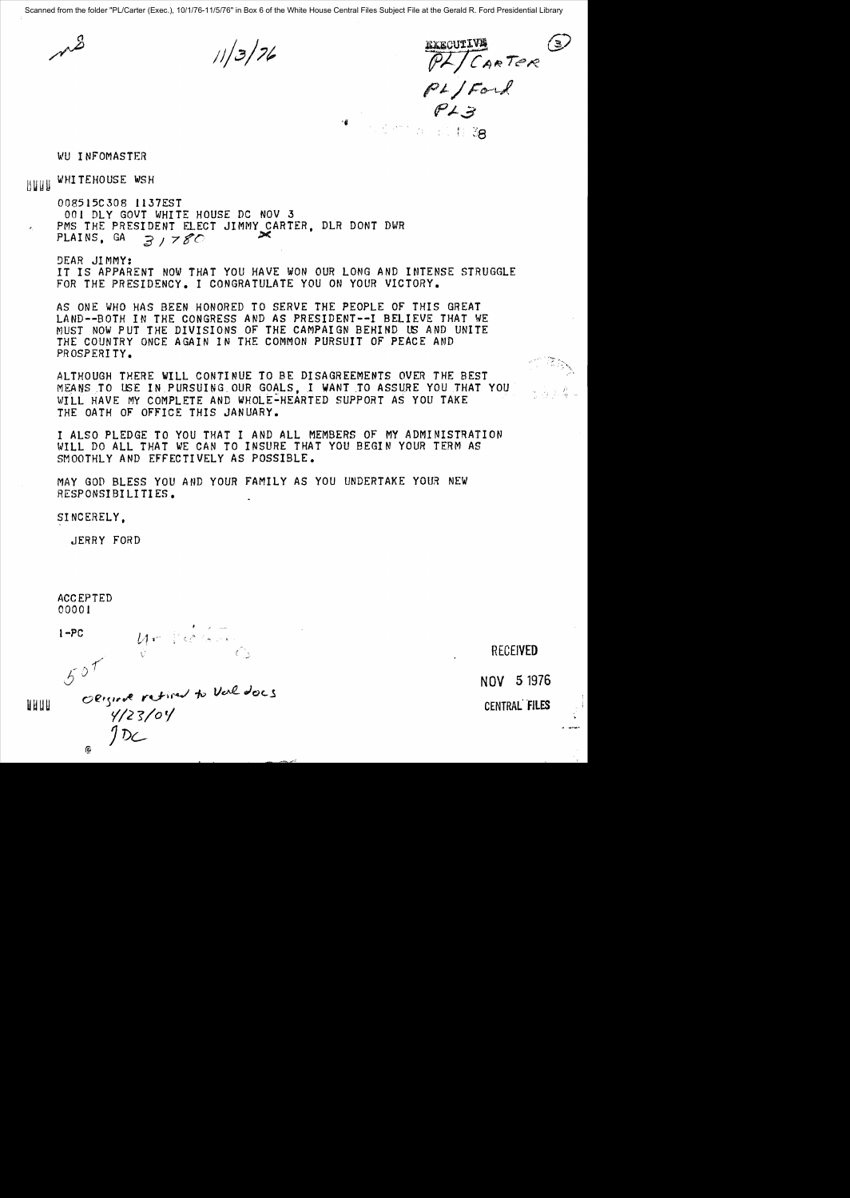Scanned from the folder "PL/Carter (Exec.), 10/1/76-11/5/76" in Box 6 of the White House Central Files Subject File at the Gerald R. Ford Presidential Library

ms

11/3/76

EXECUTIVE
PL/CARTER
PL/Ford
PL3

WU INFOMASTER

WHITEHOUSE WSH

008515C308 1137EST
001 DLY GOVT WHITE HOUSE DC NOV 3
PMS THE PRESIDENT ELECT JIMMY CARTER, DLR DONT DWR
PLAINS, GA 31780

DEAR JIMMY:
IT IS APPARENT NOW THAT YOU HAVE WON OUR LONG AND INTENSE STRUGGLE FOR THE PRESIDENCY. I CONGRATULATE YOU ON YOUR VICTORY.

AS ONE WHO HAS BEEN HONORED TO SERVE THE PEOPLE OF THIS GREAT LAND--BOTH IN THE CONGRESS AND AS PRESIDENT--I BELIEVE THAT WE MUST NOW PUT THE DIVISIONS OF THE CAMPAIGN BEHIND US AND UNITE THE COUNTRY ONCE AGAIN IN THE COMMON PURSUIT OF PEACE AND PROSPERITY.

ALTHOUGH THERE WILL CONTINUE TO BE DISAGREEMENTS OVER THE BEST MEANS TO USE IN PURSUING OUR GOALS, I WANT TO ASSURE YOU THAT YOU WILL HAVE MY COMPLETE AND WHOLE-HEARTED SUPPORT AS YOU TAKE THE OATH OF OFFICE THIS JANUARY.

I ALSO PLEDGE TO YOU THAT I AND ALL MEMBERS OF MY ADMINISTRATION WILL DO ALL THAT WE CAN TO INSURE THAT YOU BEGIN YOUR TERM AS SMOOTHLY AND EFFECTIVELY AS POSSIBLE.

MAY GOD BLESS YOU AND YOUR FAMILY AS YOU UNDERTAKE YOUR NEW RESPONSIBILITIES.

SINCERELY,

JERRY FORD

ACCEPTED
00001

1-PC

50T

Original retired to Vault docs
4/23/04
JDC

RECEIVED
NOV 5 1976
CENTRAL FILES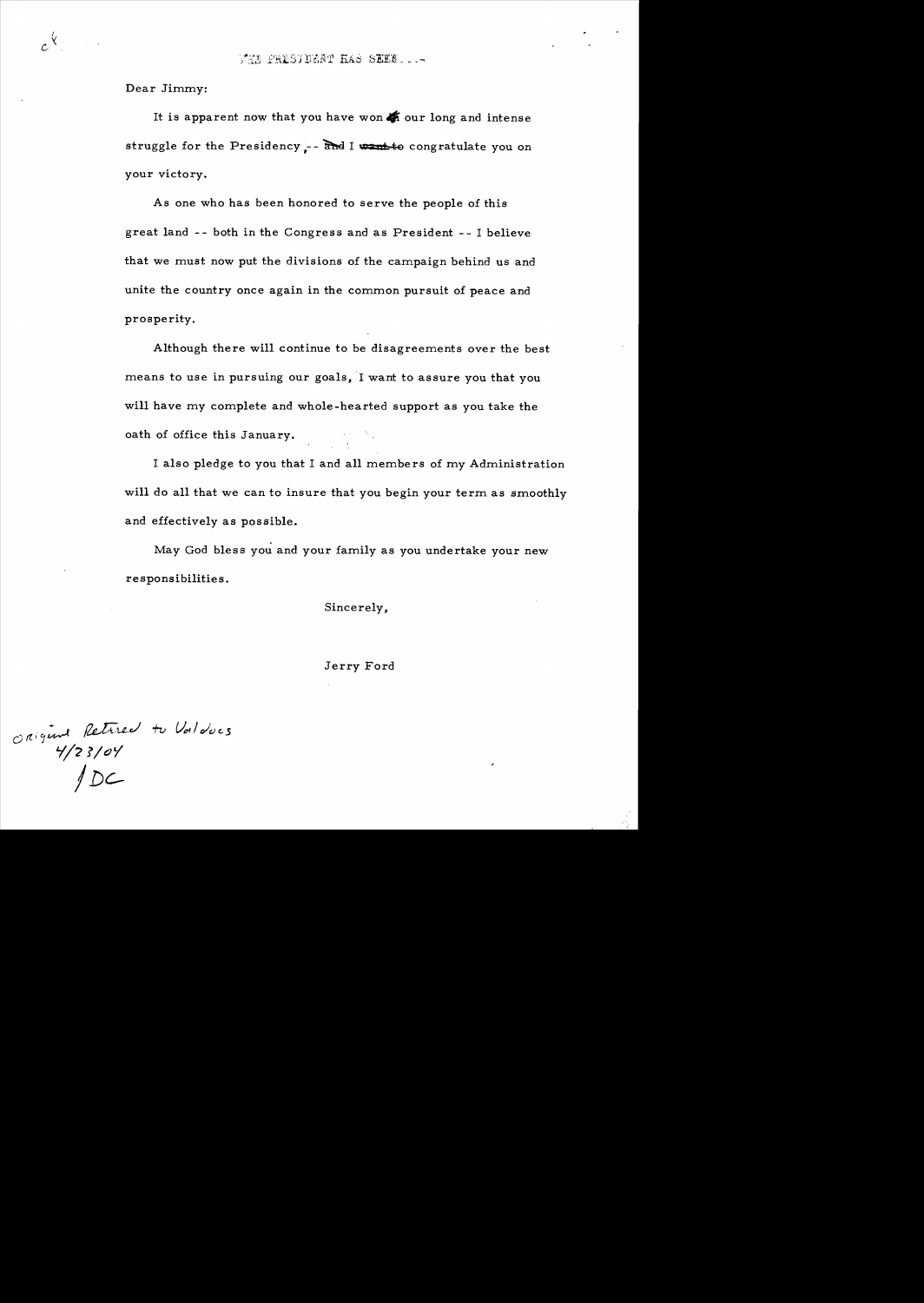THE PRESIDENT HAS SEEN....

Dear Jimmy:

It is apparent now that you have won our long and intense struggle for the Presidency -- and I want to congratulate you on your victory.

As one who has been honored to serve the people of this great land -- both in the Congress and as President -- I believe that we must now put the divisions of the campaign behind us and unite the country once again in the common pursuit of peace and prosperity.

Although there will continue to be disagreements over the best means to use in pursuing our goals, I want to assure you that you will have my complete and whole-hearted support as you take the oath of office this January.

I also pledge to you that I and all members of my Administration will do all that we can to insure that you begin your term as smoothly and effectively as possible.

May God bless you and your family as you undertake your new responsibilities.

Sincerely,

Jerry Ford

Original Retired to ValDocs
4/23/04
/DC